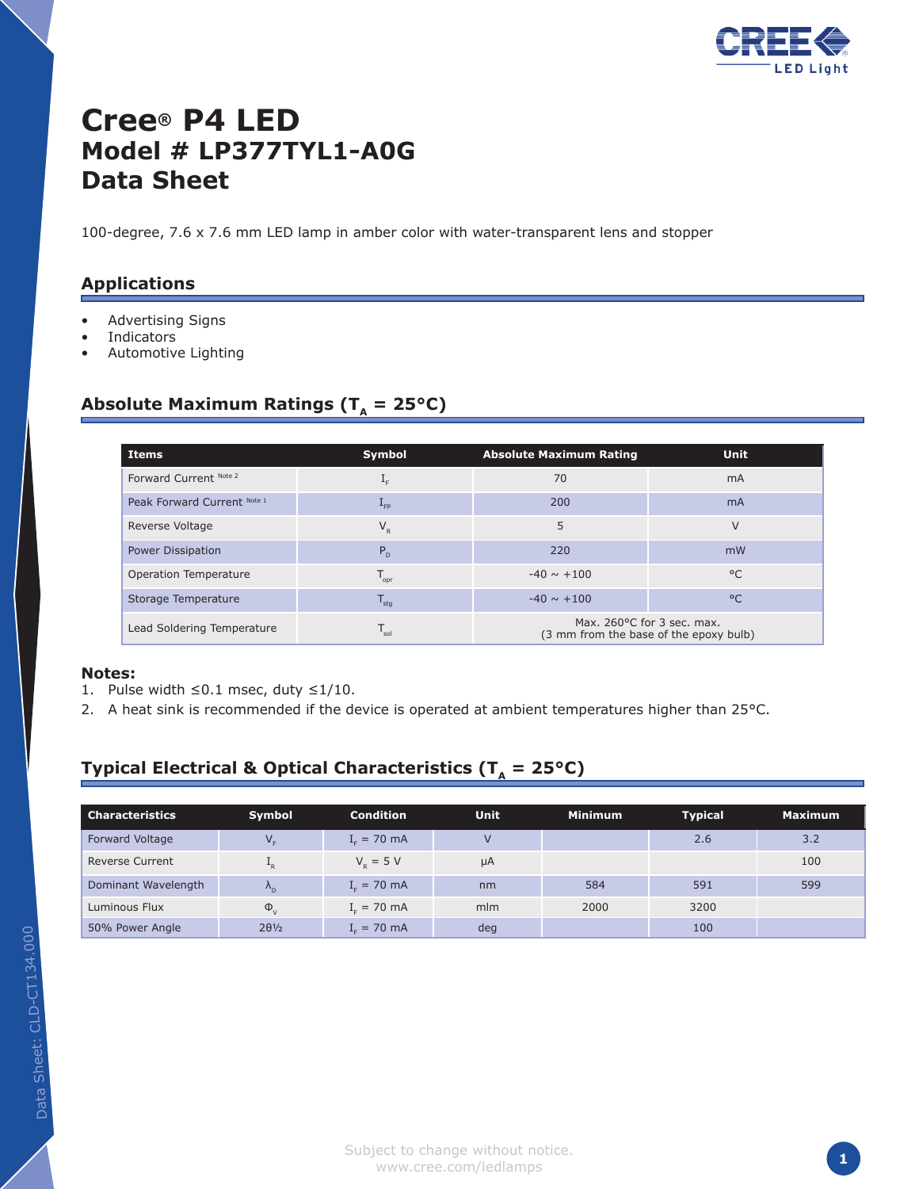# Cree® P4 LED
## Model # LP377TYL1-A0G
## Data Sheet

100-degree, 7.6 x 7.6 mm LED lamp in amber color with water-transparent lens and stopper

## Applications

- Advertising Signs
- Indicators
- Automotive Lighting

## Absolute Maximum Ratings ($T_A$ = 25°C)

| Items | Symbol | Absolute Maximum Rating | Unit |
|---|---|---|---|
| Forward Current [Note 2] | $I_F$ | 70 | mA |
| Peak Forward Current [Note 1] | $I_{FP}$ | 200 | mA |
| Reverse Voltage | $V_R$ | 5 | V |
| Power Dissipation | $P_D$ | 220 | mW |
| Operation Temperature | $T_{opr}$ | -40 ~ +100 | °C |
| Storage Temperature | $T_{stg}$ | -40 ~ +100 | °C |
| Lead Soldering Temperature | $T_{sol}$ | Max. 260°C for 3 sec. max. (3 mm from the base of the epoxy bulb) | |

**Notes:**

1. Pulse width ≤0.1 msec, duty ≤1/10.
2. A heat sink is recommended if the device is operated at ambient temperatures higher than 25°C.

## Typical Electrical & Optical Characteristics ($T_A$ = 25°C)

| Characteristics | Symbol | Condition | Unit | Minimum | Typical | Maximum |
|---|---|---|---|---|---|---|
| Forward Voltage | $V_F$ | $I_F$ = 70 mA | V | | 2.6 | 3.2 |
| Reverse Current | $I_R$ | $V_R$ = 5 V | µA | | | 100 |
| Dominant Wavelength | $\lambda_D$ | $I_F$ = 70 mA | nm | 584 | 591 | 599 |
| Luminous Flux | $\Phi_V$ | $I_F$ = 70 mA | mlm | 2000 | 3200 | |
| 50% Power Angle | $2\theta_{1/2}$ | $I_F$ = 70 mA | deg | | 100 | |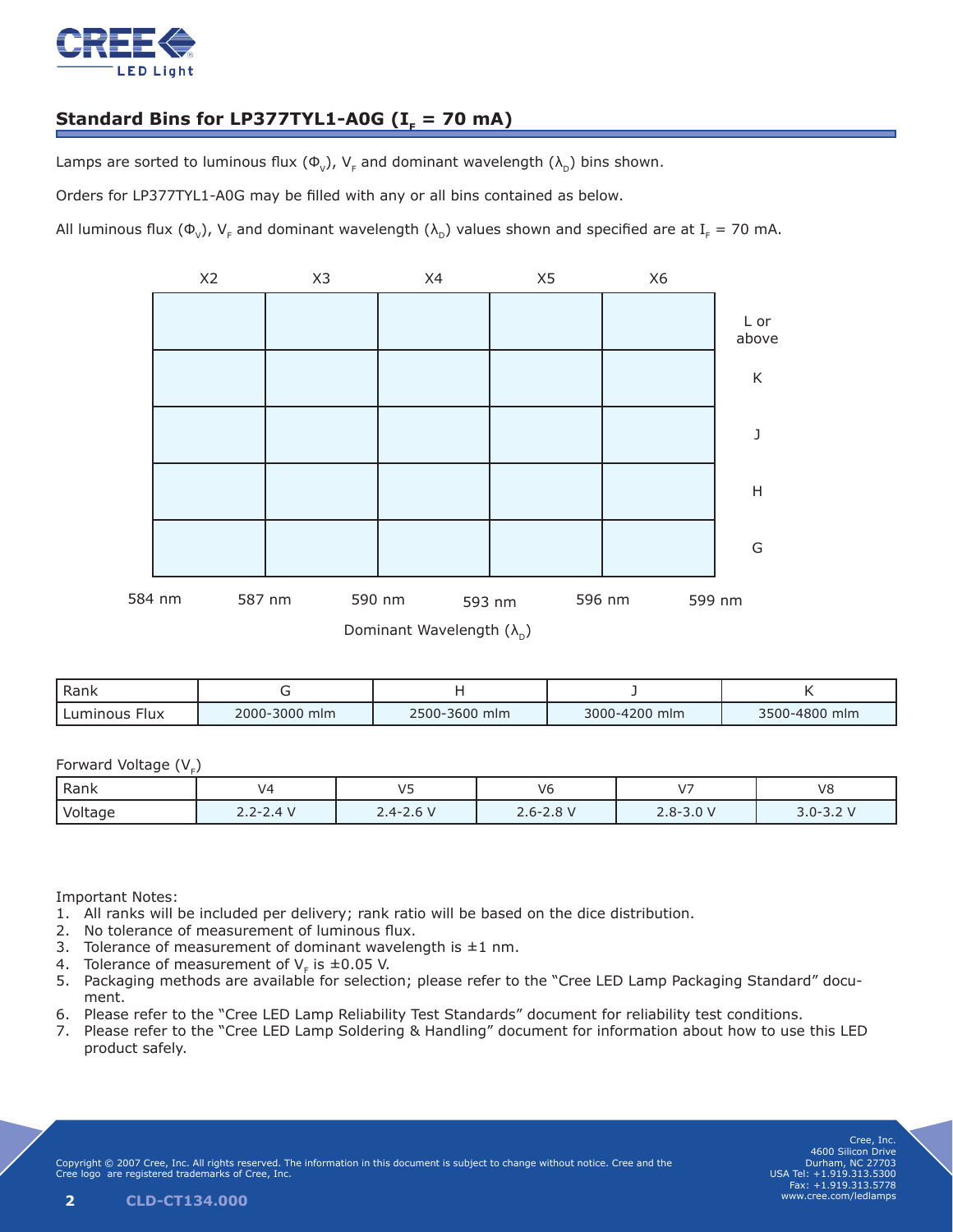## Standard Bins for LP377TYL1-A0G ($I_F$ = 70 mA)

Lamps are sorted to luminous flux ($\Phi_V$), $V_F$ and dominant wavelength ($\lambda_D$) bins shown.

Orders for LP377TYL1-A0G may be filled with any or all bins contained as below.

All luminous flux ($\Phi_V$), $V_F$ and dominant wavelength ($\lambda_D$) values shown and specified are at $I_F$ = 70 mA.

| | X2 | X3 | X4 | X5 | X6 |
|---|---|---|---|---|---|
| L or above | | | | | |
| K | | | | | |
| J | | | | | |
| H | | | | | |
| G | | | | | |

Wavelength boundaries: 584 nm, 587 nm, 590 nm, 593 nm, 596 nm, 599 nm

Dominant Wavelength ($\lambda_D$)

| Rank | G | H | J | K |
|---|---|---|---|---|
| Luminous Flux | 2000-3000 mlm | 2500-3600 mlm | 3000-4200 mlm | 3500-4800 mlm |

Forward Voltage ($V_F$)

| Rank | V4 | V5 | V6 | V7 | V8 |
|---|---|---|---|---|---|
| Voltage | 2.2-2.4 V | 2.4-2.6 V | 2.6-2.8 V | 2.8-3.0 V | 3.0-3.2 V |

Important Notes:

1. All ranks will be included per delivery; rank ratio will be based on the dice distribution.
2. No tolerance of measurement of luminous flux.
3. Tolerance of measurement of dominant wavelength is ±1 nm.
4. Tolerance of measurement of $V_F$ is ±0.05 V.
5. Packaging methods are available for selection; please refer to the "Cree LED Lamp Packaging Standard" document.
6. Please refer to the "Cree LED Lamp Reliability Test Standards" document for reliability test conditions.
7. Please refer to the "Cree LED Lamp Soldering & Handling" document for information about how to use this LED product safely.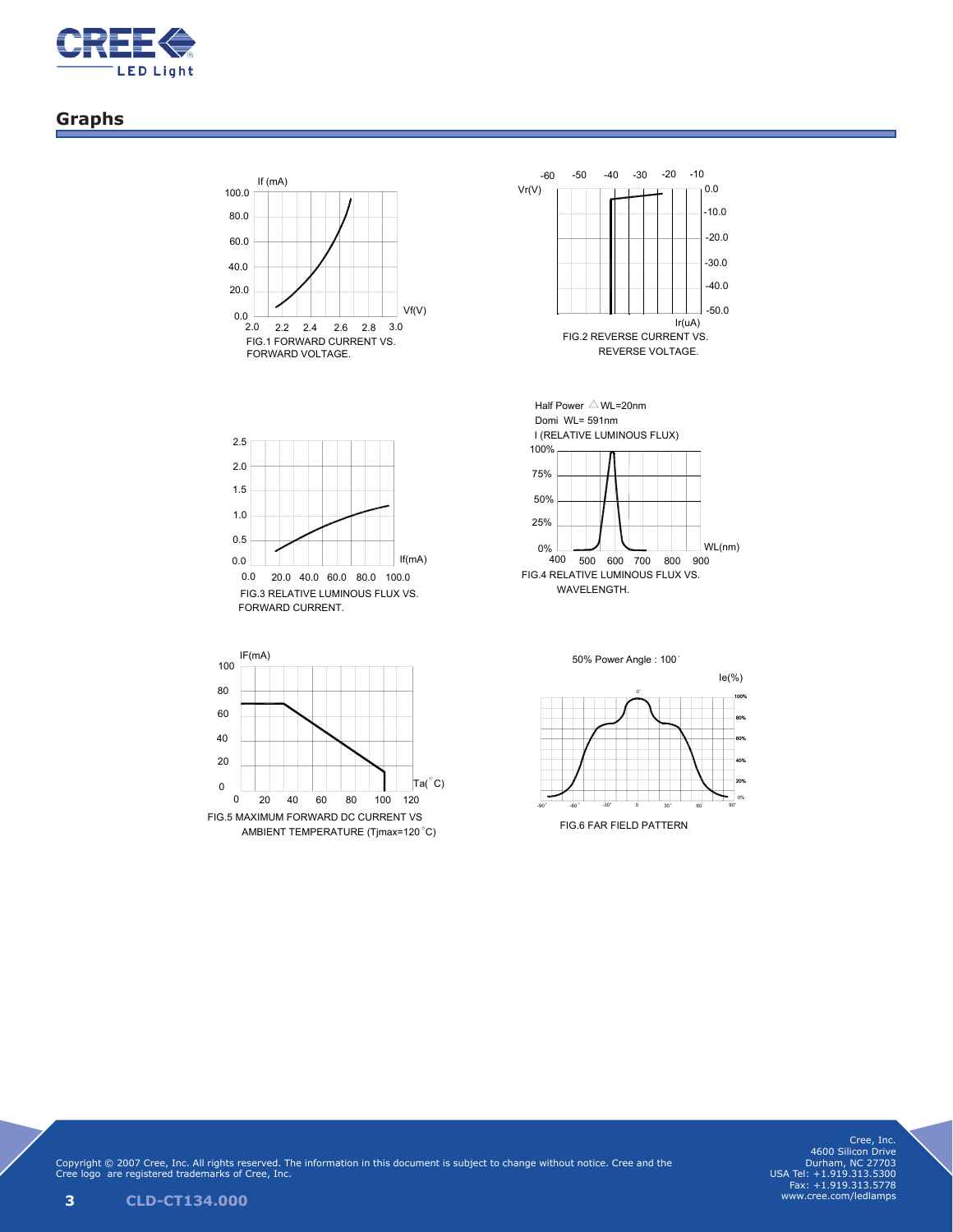## Graphs

FIG.1 FORWARD CURRENT VS. FORWARD VOLTAGE.

FIG.2 REVERSE CURRENT VS. REVERSE VOLTAGE.

FIG.3 RELATIVE LUMINOUS FLUX VS. FORWARD CURRENT.

Half Power △WL=20nm
Domi WL= 591nm

FIG.4 RELATIVE LUMINOUS FLUX VS. WAVELENGTH.

FIG.5 MAXIMUM FORWARD DC CURRENT VS AMBIENT TEMPERATURE (Tjmax=120°C)

50% Power Angle : 100°

FIG.6 FAR FIELD PATTERN

Copyright © 2007 Cree, Inc. All rights reserved. The information in this document is subject to change without notice. Cree and the Cree logo are registered trademarks of Cree, Inc.

Cree, Inc.
4600 Silicon Drive
Durham, NC 27703
USA Tel: +1.919.313.5300
Fax: +1.919.313.5778
www.cree.com/ledlamps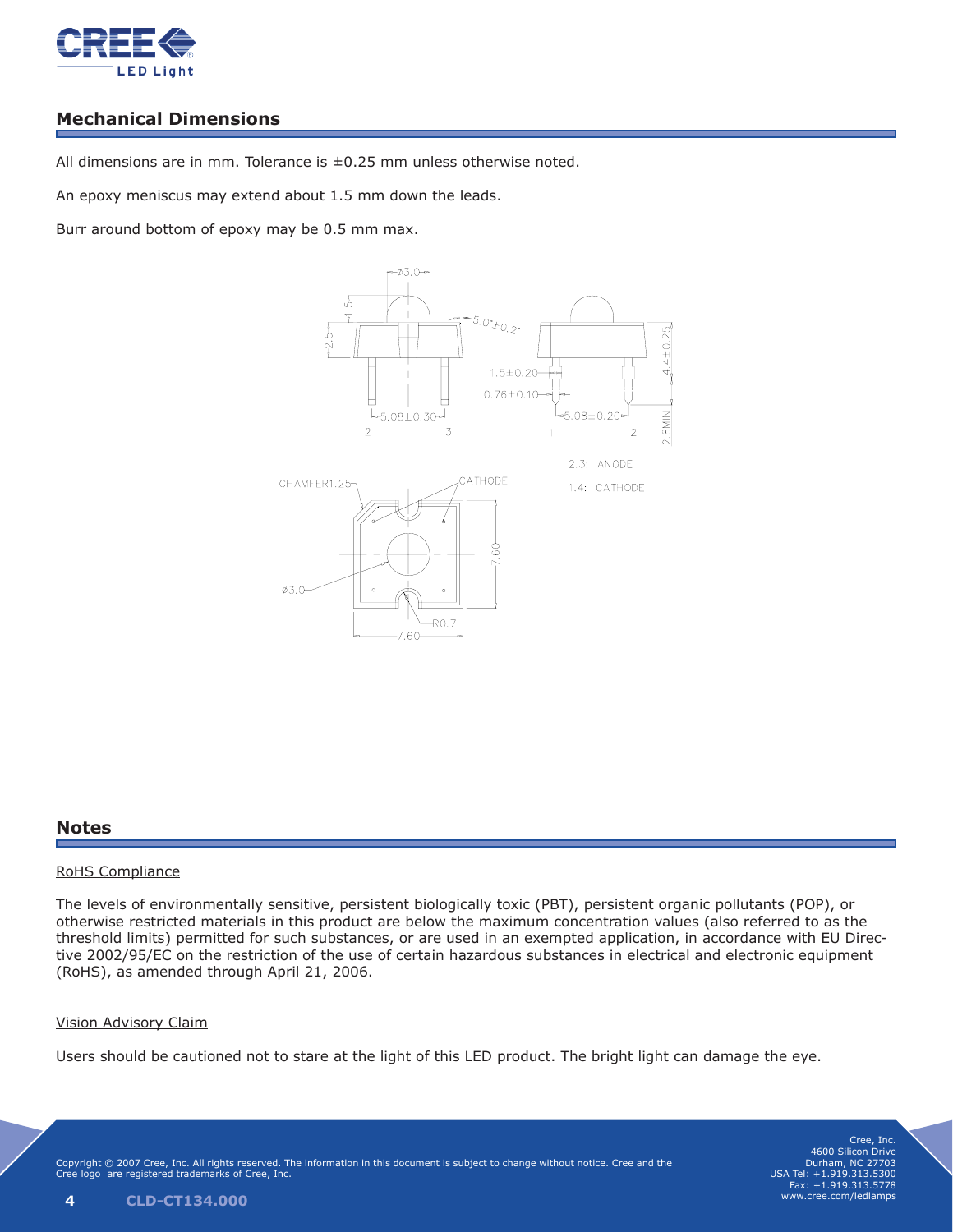## Mechanical Dimensions

All dimensions are in mm. Tolerance is ±0.25 mm unless otherwise noted.

An epoxy meniscus may extend about 1.5 mm down the leads.

Burr around bottom of epoxy may be 0.5 mm max.

2,3: ANODE

1,4: CATHODE

## Notes

RoHS Compliance

The levels of environmentally sensitive, persistent biologically toxic (PBT), persistent organic pollutants (POP), or otherwise restricted materials in this product are below the maximum concentration values (also referred to as the threshold limits) permitted for such substances, or are used in an exempted application, in accordance with EU Directive 2002/95/EC on the restriction of the use of certain hazardous substances in electrical and electronic equipment (RoHS), as amended through April 21, 2006.

Vision Advisory Claim

Users should be cautioned not to stare at the light of this LED product. The bright light can damage the eye.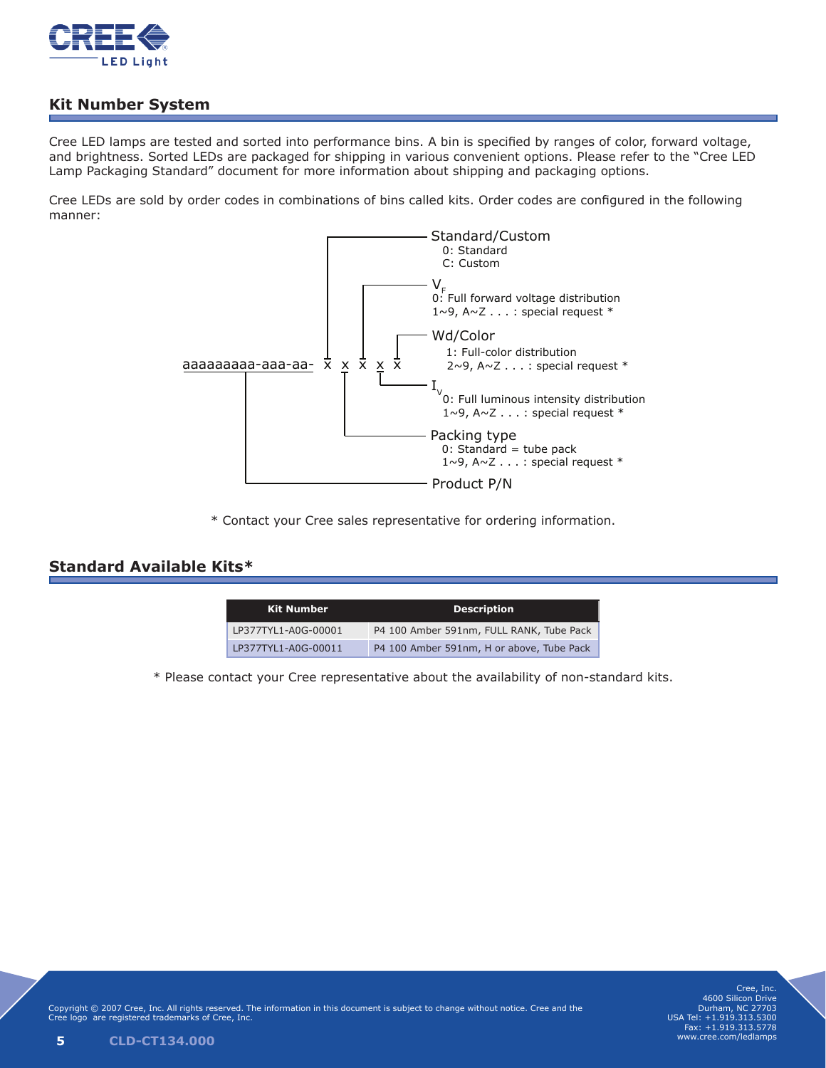## Kit Number System

Cree LED lamps are tested and sorted into performance bins. A bin is specified by ranges of color, forward voltage, and brightness. Sorted LEDs are packaged for shipping in various convenient options. Please refer to the "Cree LED Lamp Packaging Standard" document for more information about shipping and packaging options.

Cree LEDs are sold by order codes in combinations of bins called kits. Order codes are configured in the following manner:

aaaaaaaaa-aaa-aa- x x x x x

Standard/Custom
0: Standard
C: Custom

$V_F$
0: Full forward voltage distribution
1~9, A~Z . . . : special request *

Wd/Color
1: Full-color distribution
2~9, A~Z . . . : special request *

$I_V$
0: Full luminous intensity distribution
1~9, A~Z . . . : special request *

Packing type
0: Standard = tube pack
1~9, A~Z . . . : special request *

Product P/N

\* Contact your Cree sales representative for ordering information.

## Standard Available Kits*

| Kit Number | Description |
| --- | --- |
| LP377TYL1-A0G-00001 | P4 100 Amber 591nm, FULL RANK, Tube Pack |
| LP377TYL1-A0G-00011 | P4 100 Amber 591nm, H or above, Tube Pack |

\* Please contact your Cree representative about the availability of non-standard kits.

Copyright © 2007 Cree, Inc. All rights reserved. The information in this document is subject to change without notice. Cree and the Cree logo are registered trademarks of Cree, Inc.

Cree, Inc.
4600 Silicon Drive
Durham, NC 27703
USA Tel: +1.919.313.5300
Fax: +1.919.313.5778
www.cree.com/ledlamps